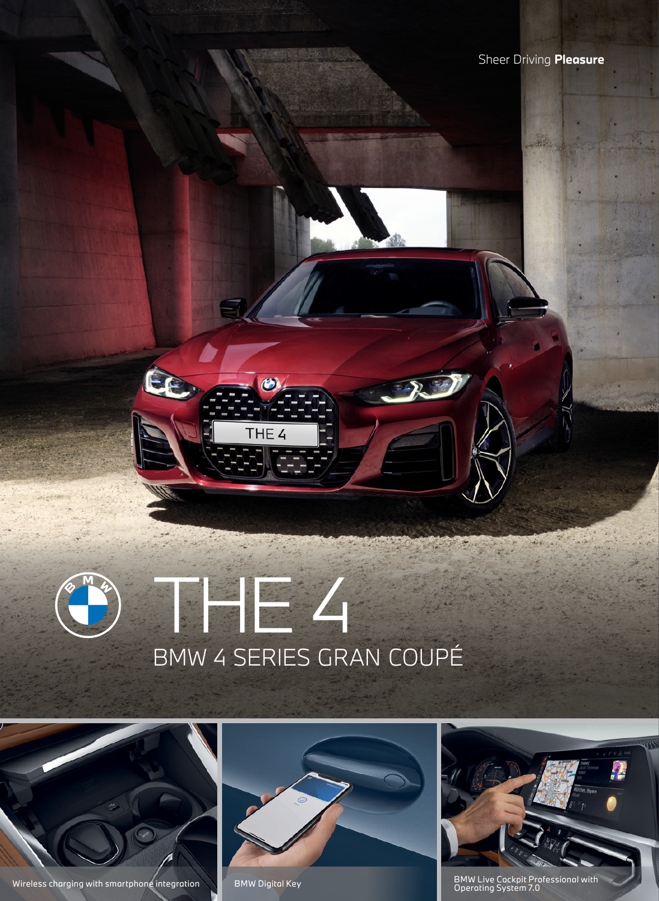Sheer Driving **Pleasure**

# THE 4

## BMW 4 SERIES GRAN COUPÉ

Wireless charging with smartphone integration

BMW Digital Key

BMW Live Cockpit Professional with Operating System 7.0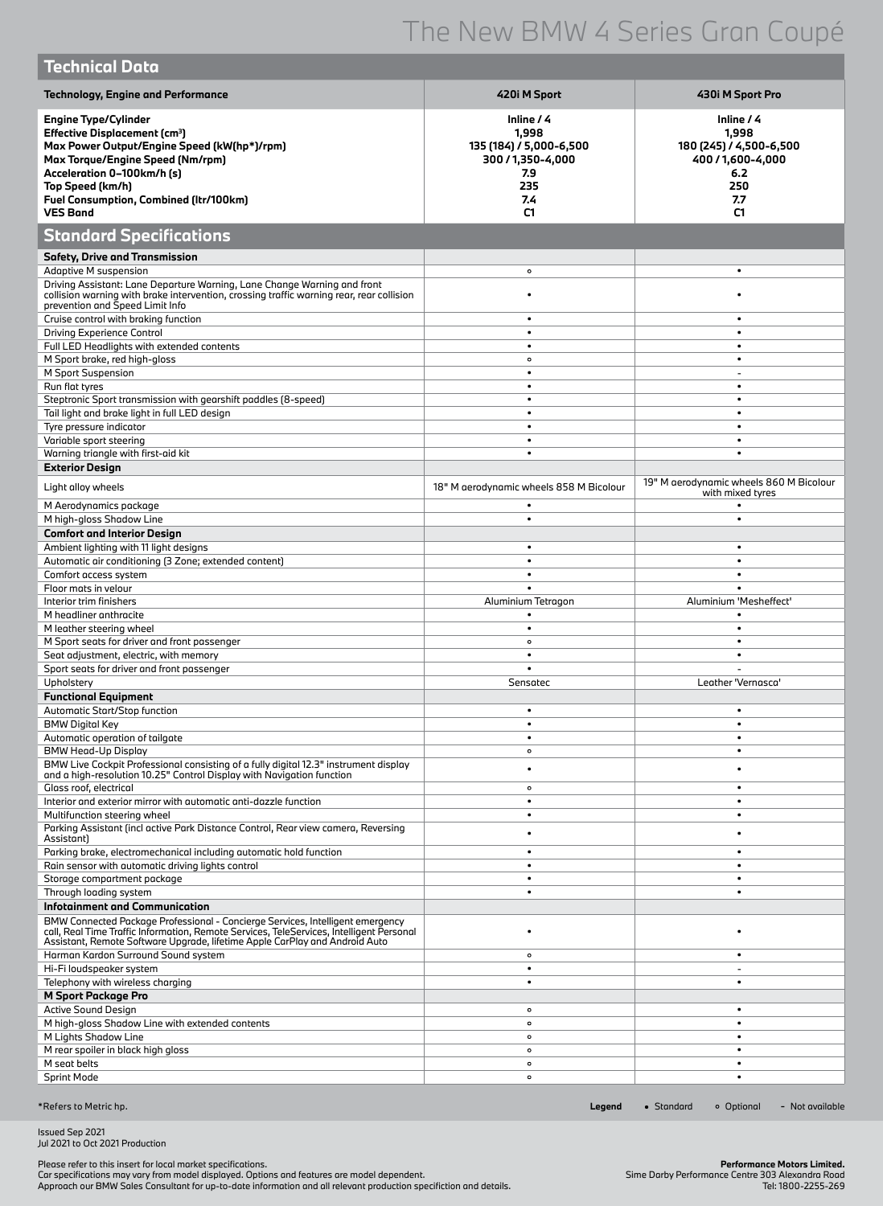# The New BMW 4 Series Gran Coupé

## Technical Data

| Technology, Engine and Performance | 420i M Sport | 430i M Sport Pro |
|---|---|---|
| **Engine Type/Cylinder** | Inline / 4 | Inline / 4 |
| **Effective Displacement (cm³)** | 1,998 | 1,998 |
| **Max Power Output/Engine Speed (kW(hp*)/rpm)** | 135 (184) / 5,000-6,500 | 180 (245) / 4,500-6,500 |
| **Max Torque/Engine Speed (Nm/rpm)** | 300 / 1,350-4,000 | 400 / 1,600-4,000 |
| **Acceleration 0–100km/h (s)** | 7.9 | 6.2 |
| **Top Speed (km/h)** | 235 | 250 |
| **Fuel Consumption, Combined (ltr/100km)** | 7.4 | 7.7 |
| **VES Band** | C1 | C1 |

## Standard Specifications

| | 420i M Sport | 430i M Sport Pro |
|---|---|---|
| **Safety, Drive and Transmission** | | |
| Adaptive M suspension | ∘ | • |
| Driving Assistant: Lane Departure Warning, Lane Change Warning and front collision warning with brake intervention, crossing traffic warning rear, rear collision prevention and Speed Limit Info | • | • |
| Cruise control with braking function | • | • |
| Driving Experience Control | • | • |
| Full LED Headlights with extended contents | • | • |
| M Sport brake, red high-gloss | ∘ | • |
| M Sport Suspension | • | - |
| Run flat tyres | • | • |
| Steptronic Sport transmission with gearshift paddles (8-speed) | • | • |
| Tail light and brake light in full LED design | • | • |
| Tyre pressure indicator | • | • |
| Variable sport steering | • | • |
| Warning triangle with first-aid kit | • | • |
| **Exterior Design** | | |
| Light alloy wheels | 18" M aerodynamic wheels 858 M Bicolour | 19" M aerodynamic wheels 860 M Bicolour with mixed tyres |
| M Aerodynamics package | • | • |
| M high-gloss Shadow Line | • | • |
| **Comfort and Interior Design** | | |
| Ambient lighting with 11 light designs | • | • |
| Automatic air conditioning (3 Zone; extended content) | • | • |
| Comfort access system | • | • |
| Floor mats in velour | • | • |
| Interior trim finishers | Aluminium Tetragon | Aluminium 'Mesheffect' |
| M headliner anthracite | • | • |
| M leather steering wheel | • | • |
| M Sport seats for driver and front passenger | ∘ | • |
| Seat adjustment, electric, with memory | • | • |
| Sport seats for driver and front passenger | • | - |
| Upholstery | Sensatec | Leather 'Vernasca' |
| **Functional Equipment** | | |
| Automatic Start/Stop function | • | • |
| BMW Digital Key | • | • |
| Automatic operation of tailgate | • | • |
| BMW Head-Up Display | ∘ | • |
| BMW Live Cockpit Professional consisting of a fully digital 12.3" instrument display and a high-resolution 10.25" Control Display with Navigation function | • | • |
| Glass roof, electrical | ∘ | • |
| Interior and exterior mirror with automatic anti-dazzle function | • | • |
| Multifunction steering wheel | • | • |
| Parking Assistant (incl active Park Distance Control, Rear view camera, Reversing Assistant) | • | • |
| Parking brake, electromechanical including automatic hold function | • | • |
| Rain sensor with automatic driving lights control | • | • |
| Storage compartment package | • | • |
| Through loading system | • | • |
| **Infotainment and Communication** | | |
| BMW Connected Package Professional - Concierge Services, Intelligent emergency call, Real Time Traffic Information, Remote Services, TeleServices, Intelligent Personal Assistant, Remote Software Upgrade, lifetime Apple CarPlay and Android Auto | • | • |
| Harman Kardon Surround Sound system | ∘ | • |
| Hi-Fi loudspeaker system | • | - |
| Telephony with wireless charging | • | • |
| **M Sport Package Pro** | | |
| Active Sound Design | ∘ | • |
| M high-gloss Shadow Line with extended contents | ∘ | • |
| M Lights Shadow Line | ∘ | • |
| M rear spoiler in black high gloss | ∘ | • |
| M seat belts | ∘ | • |
| Sprint Mode | ∘ | • |

*Refers to Metric hp.

**Legend** • Standard ∘ Optional - Not available

Issued Sep 2021
Jul 2021 to Oct 2021 Production

Please refer to this insert for local market specifications.
Car specifications may vary from model displayed. Options and features are model dependent.
Approach our BMW Sales Consultant for up-to-date information and all relevant production specifiction and details.

**Performance Motors Limited.**
Sime Darby Performance Centre 303 Alexandra Road
Tel: 1800-2255-269